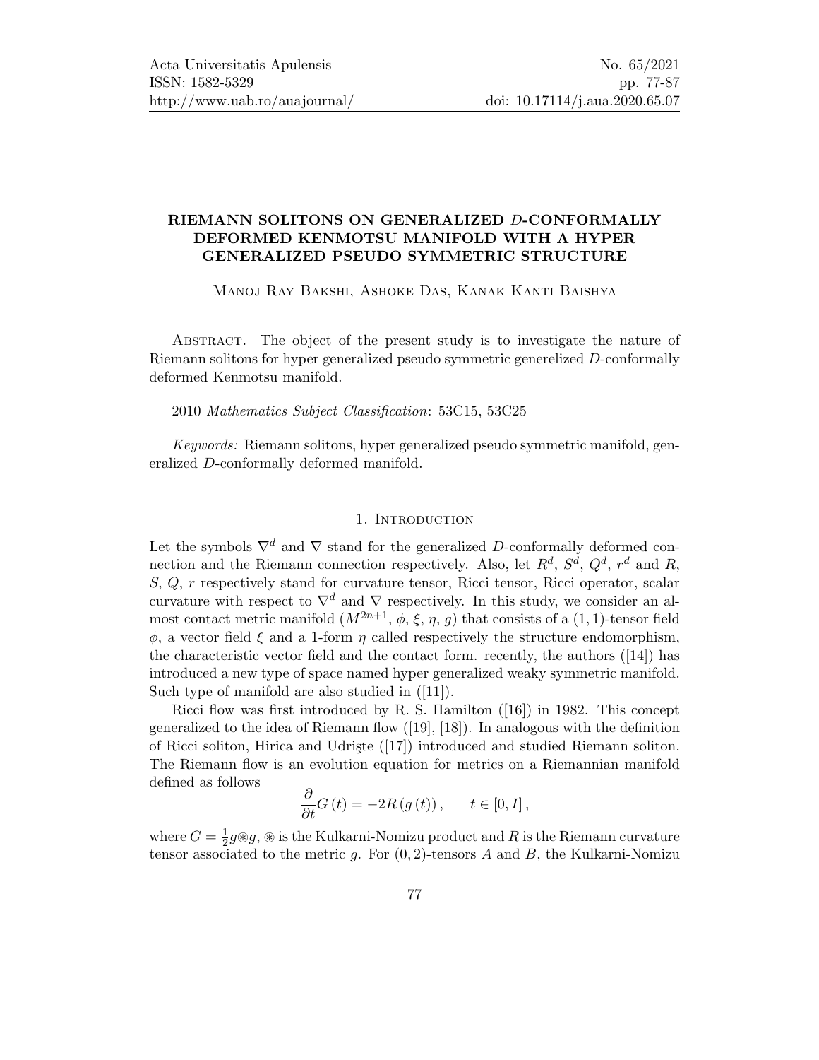# RIEMANN SOLITONS ON GENERALIZED $D$-CONFORMALLY DEFORMED KENMOTSU MANIFOLD WITH A HYPER GENERALIZED PSEUDO SYMMETRIC STRUCTURE

Manoj Ray Bakshi, Ashoke Das, Kanak Kanti Baishya

Abstract. The object of the present study is to investigate the nature of Riemann solitons for hyper generalized pseudo symmetric generelized $D$-conformally deformed Kenmotsu manifold.

2010 *Mathematics Subject Classification*: 53C15, 53C25

*Keywords:* Riemann solitons, hyper generalized pseudo symmetric manifold, generalized $D$-conformally deformed manifold.

## 1. Introduction

Let the symbols $\nabla^d$ and $\nabla$ stand for the generalized $D$-conformally deformed connection and the Riemann connection respectively. Also, let $R^d$, $S^d$, $Q^d$, $r^d$ and $R$, $S$, $Q$, $r$ respectively stand for curvature tensor, Ricci tensor, Ricci operator, scalar curvature with respect to $\nabla^d$ and $\nabla$ respectively. In this study, we consider an almost contact metric manifold $(M^{2n+1}, \phi, \xi, \eta, g)$ that consists of a $(1,1)$-tensor field $\phi$, a vector field $\xi$ and a 1-form $\eta$ called respectively the structure endomorphism, the characteristic vector field and the contact form. recently, the authors ([14]) has introduced a new type of space named hyper generalized weaky symmetric manifold. Such type of manifold are also studied in ([11]).

Ricci flow was first introduced by R. S. Hamilton ([16]) in 1982. This concept generalized to the idea of Riemann flow ([19], [18]). In analogous with the definition of Ricci soliton, Hirica and Udrişte ([17]) introduced and studied Riemann soliton. The Riemann flow is an evolution equation for metrics on a Riemannian manifold defined as follows

$$\frac{\partial}{\partial t}G(t) = -2R(g(t)), \qquad t \in [0, I],$$

where $G = \frac{1}{2}g \circledast g$, $\circledast$ is the Kulkarni-Nomizu product and $R$ is the Riemann curvature tensor associated to the metric $g$. For $(0,2)$-tensors $A$ and $B$, the Kulkarni-Nomizu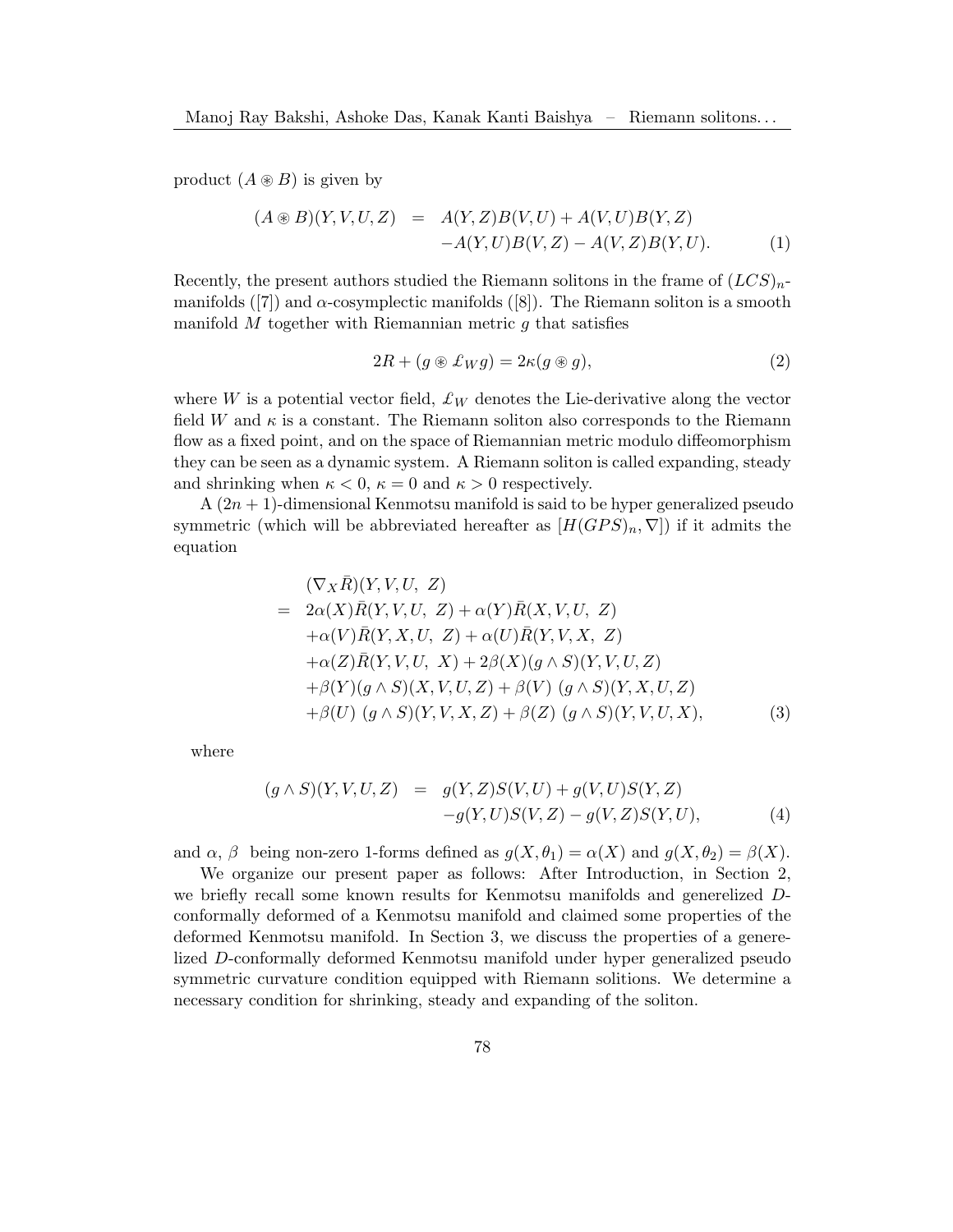product $(A \circledast B)$ is given by

$$
\begin{aligned}
(A \circledast B)(Y, V, U, Z) &= A(Y, Z)B(V, U) + A(V, U)B(Y, Z) \\
&\quad -A(Y, U)B(V, Z) - A(V, Z)B(Y, U). \qquad (1)
\end{aligned}
$$

Recently, the present authors studied the Riemann solitons in the frame of $(LCS)_n$-manifolds ([7]) and $\alpha$-cosymplectic manifolds ([8]). The Riemann soliton is a smooth manifold $M$ together with Riemannian metric $g$ that satisfies

$$
2R + (g \circledast \pounds_W g) = 2\kappa(g \circledast g), \qquad (2)
$$

where $W$ is a potential vector field, $\pounds_W$ denotes the Lie-derivative along the vector field $W$ and $\kappa$ is a constant. The Riemann soliton also corresponds to the Riemann flow as a fixed point, and on the space of Riemannian metric modulo diffeomorphism they can be seen as a dynamic system. A Riemann soliton is called expanding, steady and shrinking when $\kappa < 0$, $\kappa = 0$ and $\kappa > 0$ respectively.

A $(2n+1)$-dimensional Kenmotsu manifold is said to be hyper generalized pseudo symmetric (which will be abbreviated hereafter as $[H(GPS)_n, \nabla]$) if it admits the equation

$$
\begin{aligned}
& (\nabla_X \bar{R})(Y, V, U, Z) \\
= \; & 2\alpha(X)\bar{R}(Y, V, U, Z) + \alpha(Y)\bar{R}(X, V, U, Z) \\
& +\alpha(V)\bar{R}(Y, X, U, Z) + \alpha(U)\bar{R}(Y, V, X, Z) \\
& +\alpha(Z)\bar{R}(Y, V, U, X) + 2\beta(X)(g \wedge S)(Y, V, U, Z) \\
& +\beta(Y)(g \wedge S)(X, V, U, Z) + \beta(V)\,(g \wedge S)(Y, X, U, Z) \\
& +\beta(U)\,(g \wedge S)(Y, V, X, Z) + \beta(Z)\,(g \wedge S)(Y, V, U, X), \qquad (3)
\end{aligned}
$$

where

$$
\begin{aligned}
(g \wedge S)(Y, V, U, Z) &= g(Y, Z)S(V, U) + g(V, U)S(Y, Z) \\
&\quad -g(Y, U)S(V, Z) - g(V, Z)S(Y, U), \qquad (4)
\end{aligned}
$$

and $\alpha$, $\beta$ being non-zero 1-forms defined as $g(X, \theta_1) = \alpha(X)$ and $g(X, \theta_2) = \beta(X)$.

We organize our present paper as follows: After Introduction, in Section 2, we briefly recall some known results for Kenmotsu manifolds and generelized $D$-conformally deformed of a Kenmotsu manifold and claimed some properties of the deformed Kenmotsu manifold. In Section 3, we discuss the properties of a generelized $D$-conformally deformed Kenmotsu manifold under hyper generalized pseudo symmetric curvature condition equipped with Riemann solitions. We determine a necessary condition for shrinking, steady and expanding of the soliton.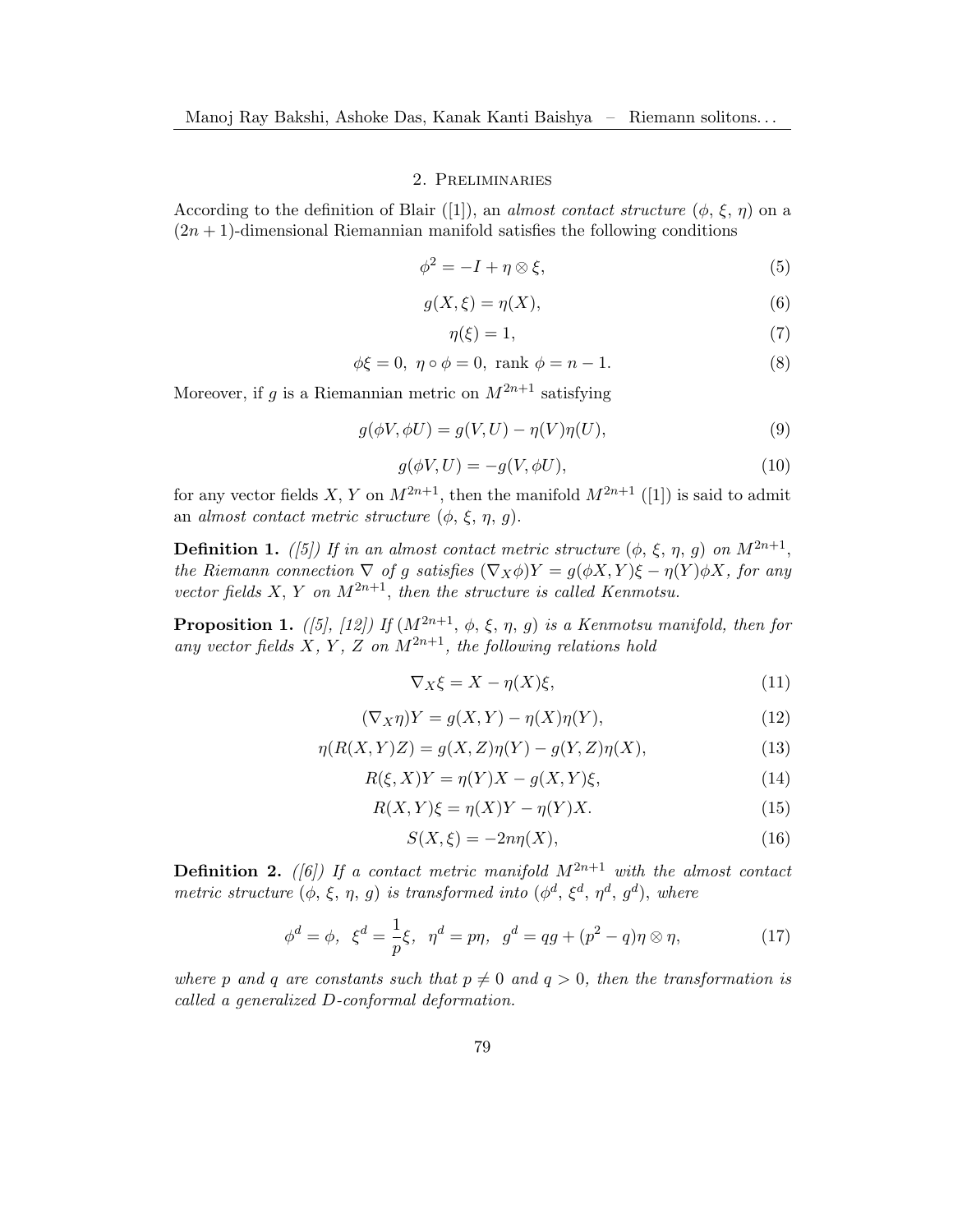## 2. Preliminaries

According to the definition of Blair ([1]), an *almost contact structure* $(\phi, \xi, \eta)$ on a $(2n+1)$-dimensional Riemannian manifold satisfies the following conditions

$$\phi^2 = -I + \eta \otimes \xi, \tag{5}$$

$$g(X, \xi) = \eta(X), \tag{6}$$

$$\eta(\xi) = 1, \tag{7}$$

$$\phi\xi = 0, \ \eta \circ \phi = 0, \ \text{rank } \phi = n - 1. \tag{8}$$

Moreover, if $g$ is a Riemannian metric on $M^{2n+1}$ satisfying

$$g(\phi V, \phi U) = g(V, U) - \eta(V)\eta(U), \tag{9}$$

$$g(\phi V, U) = -g(V, \phi U), \tag{10}$$

for any vector fields $X$, $Y$ on $M^{2n+1}$, then the manifold $M^{2n+1}$ ([1]) is said to admit an *almost contact metric structure* $(\phi, \xi, \eta, g)$.

**Definition 1.** *([5]) If in an almost contact metric structure $(\phi, \xi, \eta, g)$ on $M^{2n+1}$, the Riemann connection $\nabla$ of $g$ satisfies $(\nabla_X \phi)Y = g(\phi X, Y)\xi - \eta(Y)\phi X$, for any vector fields $X$, $Y$ on $M^{2n+1}$, then the structure is called Kenmotsu.*

**Proposition 1.** *([5], [12]) If $(M^{2n+1}, \phi, \xi, \eta, g)$ is a Kenmotsu manifold, then for any vector fields $X$, $Y$, $Z$ on $M^{2n+1}$, the following relations hold*

$$\nabla_X \xi = X - \eta(X)\xi, \tag{11}$$

$$(\nabla_X \eta)Y = g(X, Y) - \eta(X)\eta(Y), \tag{12}$$

$$\eta(R(X, Y)Z) = g(X, Z)\eta(Y) - g(Y, Z)\eta(X), \tag{13}$$

$$R(\xi, X)Y = \eta(Y)X - g(X, Y)\xi, \tag{14}$$

$$R(X, Y)\xi = \eta(X)Y - \eta(Y)X. \tag{15}$$

$$S(X, \xi) = -2n\eta(X), \tag{16}$$

**Definition 2.** *([6]) If a contact metric manifold $M^{2n+1}$ with the almost contact metric structure $(\phi, \xi, \eta, g)$ is transformed into $(\phi^d, \xi^d, \eta^d, g^d)$, where*

$$\phi^d = \phi, \ \ \xi^d = \frac{1}{p}\xi, \ \ \eta^d = p\eta, \ \ g^d = qg + (p^2 - q)\eta \otimes \eta, \tag{17}$$

*where $p$ and $q$ are constants such that $p \neq 0$ and $q > 0$, then the transformation is called a generalized D-conformal deformation.*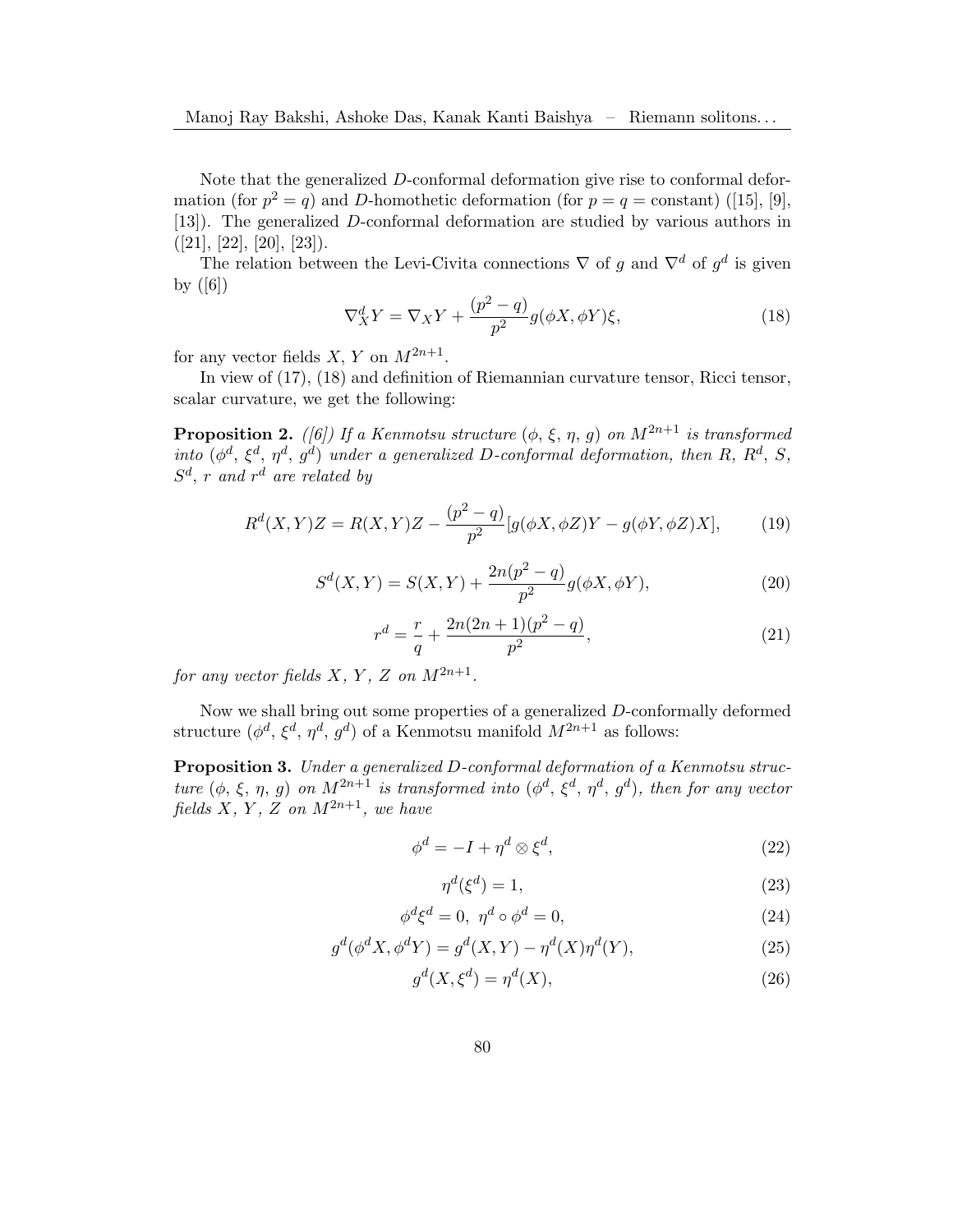Note that the generalized $D$-conformal deformation give rise to conformal deformation (for $p^2 = q$) and $D$-homothetic deformation (for $p = q = \text{constant}$) ([15], [9], [13]). The generalized $D$-conformal deformation are studied by various authors in ([21], [22], [20], [23]).

The relation between the Levi-Civita connections $\nabla$ of $g$ and $\nabla^d$ of $g^d$ is given by ([6])

$$\nabla^d_X Y = \nabla_X Y + \frac{(p^2 - q)}{p^2} g(\phi X, \phi Y)\xi, \tag{18}$$

for any vector fields $X$, $Y$ on $M^{2n+1}$.

In view of (17), (18) and definition of Riemannian curvature tensor, Ricci tensor, scalar curvature, we get the following:

**Proposition 2.** *([6]) If a Kenmotsu structure $(\phi, \xi, \eta, g)$ on $M^{2n+1}$ is transformed into $(\phi^d, \xi^d, \eta^d, g^d)$ under a generalized D-conformal deformation, then $R$, $R^d$, $S$, $S^d$, $r$ and $r^d$ are related by*

$$R^d(X, Y)Z = R(X, Y)Z - \frac{(p^2 - q)}{p^2}[g(\phi X, \phi Z)Y - g(\phi Y, \phi Z)X], \tag{19}$$

$$S^d(X, Y) = S(X, Y) + \frac{2n(p^2 - q)}{p^2} g(\phi X, \phi Y), \tag{20}$$

$$r^d = \frac{r}{q} + \frac{2n(2n+1)(p^2 - q)}{p^2}, \tag{21}$$

*for any vector fields $X$, $Y$, $Z$ on $M^{2n+1}$.*

Now we shall bring out some properties of a generalized $D$-conformally deformed structure $(\phi^d, \xi^d, \eta^d, g^d)$ of a Kenmotsu manifold $M^{2n+1}$ as follows:

**Proposition 3.** *Under a generalized D-conformal deformation of a Kenmotsu structure $(\phi, \xi, \eta, g)$ on $M^{2n+1}$ is transformed into $(\phi^d, \xi^d, \eta^d, g^d)$, then for any vector fields $X$, $Y$, $Z$ on $M^{2n+1}$, we have*

$$\phi^d = -I + \eta^d \otimes \xi^d, \tag{22}$$

$$\eta^d(\xi^d) = 1, \tag{23}$$

$$\phi^d \xi^d = 0, \ \eta^d \circ \phi^d = 0, \tag{24}$$

$$g^d(\phi^d X, \phi^d Y) = g^d(X, Y) - \eta^d(X)\eta^d(Y), \tag{25}$$

$$g^d(X, \xi^d) = \eta^d(X), \tag{26}$$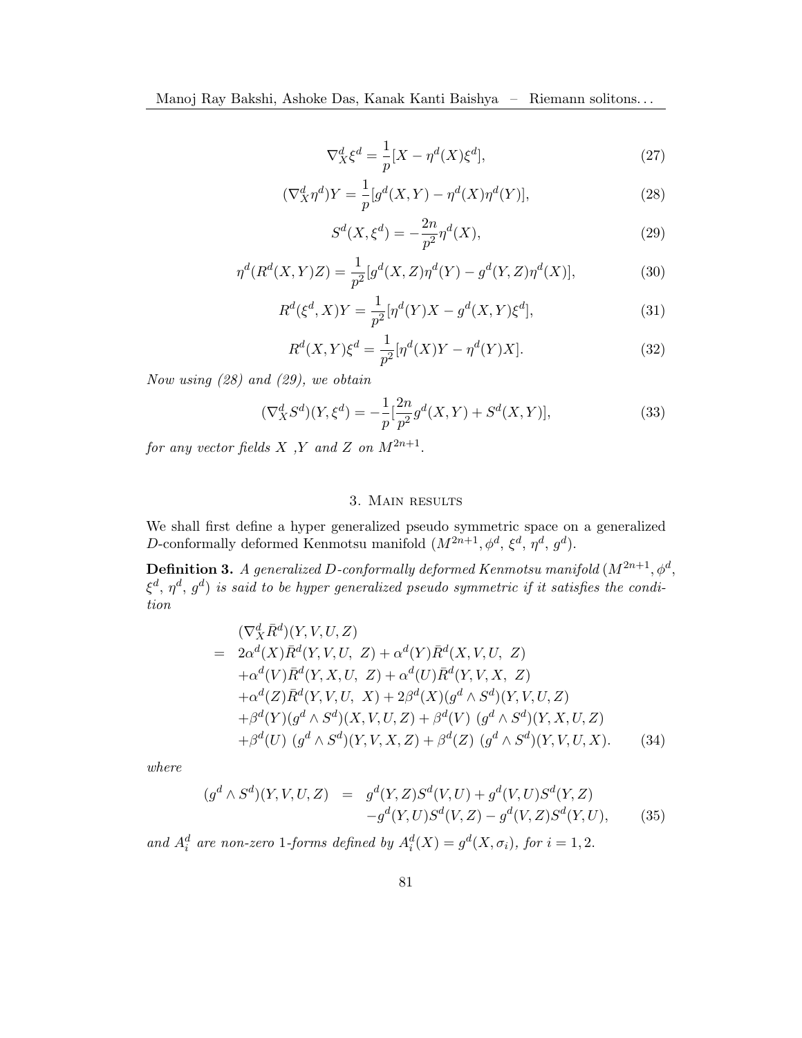$$\nabla^d_X \xi^d = \frac{1}{p}[X - \eta^d(X)\xi^d], \tag{27}$$

$$(\nabla^d_X \eta^d)Y = \frac{1}{p}[g^d(X,Y) - \eta^d(X)\eta^d(Y)], \tag{28}$$

$$S^d(X, \xi^d) = -\frac{2n}{p^2}\eta^d(X), \tag{29}$$

$$\eta^d(R^d(X,Y)Z) = \frac{1}{p^2}[g^d(X,Z)\eta^d(Y) - g^d(Y,Z)\eta^d(X)], \tag{30}$$

$$R^d(\xi^d, X)Y = \frac{1}{p^2}[\eta^d(Y)X - g^d(X,Y)\xi^d], \tag{31}$$

$$R^d(X,Y)\xi^d = \frac{1}{p^2}[\eta^d(X)Y - \eta^d(Y)X]. \tag{32}$$

*Now using (28) and (29), we obtain*

$$(\nabla^d_X S^d)(Y, \xi^d) = -\frac{1}{p}[\frac{2n}{p^2}g^d(X,Y) + S^d(X,Y)], \tag{33}$$

*for any vector fields $X$ ,$Y$ and $Z$ on $M^{2n+1}$.*

## 3. Main results

We shall first define a hyper generalized pseudo symmetric space on a generalized $D$-conformally deformed Kenmotsu manifold $(M^{2n+1}, \phi^d, \xi^d, \eta^d, g^d)$.

**Definition 3.** *A generalized $D$-conformally deformed Kenmotsu manifold $(M^{2n+1}, \phi^d, \xi^d, \eta^d, g^d)$ is said to be hyper generalized pseudo symmetric if it satisfies the condition*

$$\begin{aligned}
& (\nabla^d_X \bar{R}^d)(Y,V,U,Z) \\
= \;& 2\alpha^d(X)\bar{R}^d(Y,V,U,\ Z) + \alpha^d(Y)\bar{R}^d(X,V,U,\ Z) \\
& + \alpha^d(V)\bar{R}^d(Y,X,U,\ Z) + \alpha^d(U)\bar{R}^d(Y,V,X,\ Z) \\
& + \alpha^d(Z)\bar{R}^d(Y,V,U,\ X) + 2\beta^d(X)(g^d \wedge S^d)(Y,V,U,Z) \\
& + \beta^d(Y)(g^d \wedge S^d)(X,V,U,Z) + \beta^d(V)\ (g^d \wedge S^d)(Y,X,U,Z) \\
& + \beta^d(U)\ (g^d \wedge S^d)(Y,V,X,Z) + \beta^d(Z)\ (g^d \wedge S^d)(Y,V,U,X).
\end{aligned} \tag{34}$$

*where*

$$\begin{aligned}
(g^d \wedge S^d)(Y,V,U,Z) \;=\;& g^d(Y,Z)S^d(V,U) + g^d(V,U)S^d(Y,Z) \\
& - g^d(Y,U)S^d(V,Z) - g^d(V,Z)S^d(Y,U),
\end{aligned} \tag{35}$$

*and $A^d_i$ are non-zero 1-forms defined by $A^d_i(X) = g^d(X, \sigma_i)$, for $i = 1, 2$.*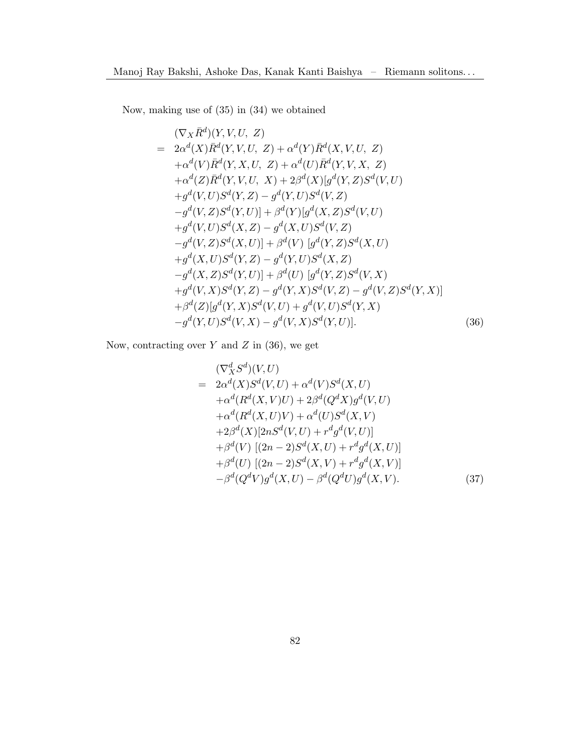Now, making use of (35) in (34) we obtained

$$
\begin{aligned}
& (\nabla_X \bar{R}^d)(Y, V, U,\ Z) \\
= \ & 2\alpha^d(X)\bar{R}^d(Y, V, U,\ Z) + \alpha^d(Y)\bar{R}^d(X, V, U,\ Z) \\
& + \alpha^d(V)\bar{R}^d(Y, X, U,\ Z) + \alpha^d(U)\bar{R}^d(Y, V, X,\ Z) \\
& + \alpha^d(Z)\bar{R}^d(Y, V, U,\ X) + 2\beta^d(X)[g^d(Y, Z)S^d(V, U) \\
& + g^d(V, U)S^d(Y, Z) - g^d(Y, U)S^d(V, Z) \\
& - g^d(V, Z)S^d(Y, U)] + \beta^d(Y)[g^d(X, Z)S^d(V, U) \\
& + g^d(V, U)S^d(X, Z) - g^d(X, U)S^d(V, Z) \\
& - g^d(V, Z)S^d(X, U)] + \beta^d(V)\ [g^d(Y, Z)S^d(X, U) \\
& + g^d(X, U)S^d(Y, Z) - g^d(Y, U)S^d(X, Z) \\
& - g^d(X, Z)S^d(Y, U)] + \beta^d(U)\ [g^d(Y, Z)S^d(V, X) \\
& + g^d(V, X)S^d(Y, Z) - g^d(Y, X)S^d(V, Z) - g^d(V, Z)S^d(Y, X)] \\
& + \beta^d(Z)[g^d(Y, X)S^d(V, U) + g^d(V, U)S^d(Y, X) \\
& - g^d(Y, U)S^d(V, X) - g^d(V, X)S^d(Y, U)]. \qquad (36)
\end{aligned}
$$

Now, contracting over $Y$ and $Z$ in (36), we get

$$
\begin{aligned}
& (\nabla^d_X S^d)(V, U) \\
= \ & 2\alpha^d(X)S^d(V, U) + \alpha^d(V)S^d(X, U) \\
& + \alpha^d(R^d(X, V)U) + 2\beta^d(Q^d X)g^d(V, U) \\
& + \alpha^d(R^d(X, U)V) + \alpha^d(U)S^d(X, V) \\
& + 2\beta^d(X)[2nS^d(V, U) + r^d g^d(V, U)] \\
& + \beta^d(V)\ [(2n-2)S^d(X, U) + r^d g^d(X, U)] \\
& + \beta^d(U)\ [(2n-2)S^d(X, V) + r^d g^d(X, V)] \\
& - \beta^d(Q^d V)g^d(X, U) - \beta^d(Q^d U)g^d(X, V). \qquad (37)
\end{aligned}
$$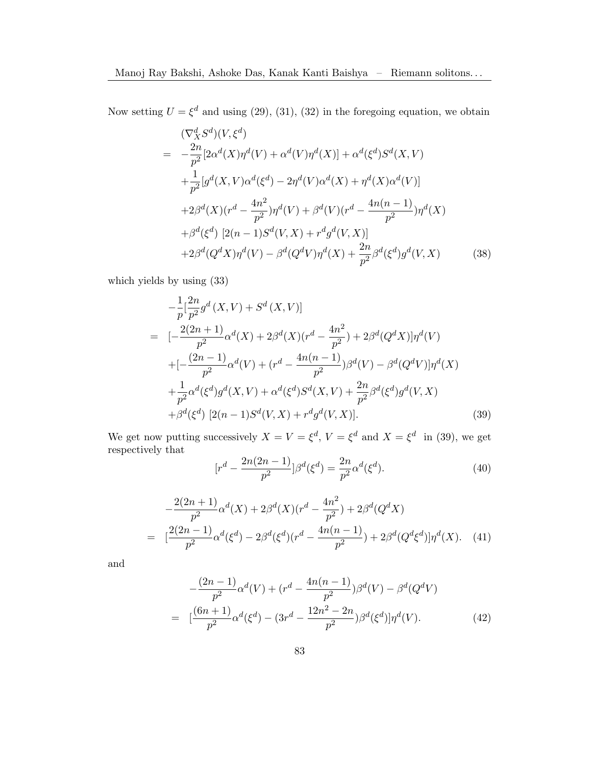Now setting $U = \xi^d$ and using (29), (31), (32) in the foregoing equation, we obtain

$$
\begin{aligned}
&(\nabla^d_X S^d)(V, \xi^d) \\
= & -\frac{2n}{p^2}[2\alpha^d(X)\eta^d(V) + \alpha^d(V)\eta^d(X)] + \alpha^d(\xi^d)S^d(X, V) \\
&+ \frac{1}{p^2}[g^d(X, V)\alpha^d(\xi^d) - 2\eta^d(V)\alpha^d(X) + \eta^d(X)\alpha^d(V)] \\
&+ 2\beta^d(X)(r^d - \frac{4n^2}{p^2})\eta^d(V) + \beta^d(V)(r^d - \frac{4n(n-1)}{p^2})\eta^d(X) \\
&+ \beta^d(\xi^d)\ [2(n-1)S^d(V, X) + r^d g^d(V, X)] \\
&+ 2\beta^d(Q^d X)\eta^d(V) - \beta^d(Q^d V)\eta^d(X) + \frac{2n}{p^2}\beta^d(\xi^d)g^d(V, X) \qquad (38)
\end{aligned}
$$

which yields by using (33)

$$
\begin{aligned}
&-\frac{1}{p}[\frac{2n}{p^2}g^d(X, V) + S^d(X, V)] \\
= & [-\frac{2(2n+1)}{p^2}\alpha^d(X) + 2\beta^d(X)(r^d - \frac{4n^2}{p^2}) + 2\beta^d(Q^d X)]\eta^d(V) \\
&+ [-\frac{(2n-1)}{p^2}\alpha^d(V) + (r^d - \frac{4n(n-1)}{p^2})\beta^d(V) - \beta^d(Q^d V)]\eta^d(X) \\
&+ \frac{1}{p^2}\alpha^d(\xi^d)g^d(X, V) + \alpha^d(\xi^d)S^d(X, V) + \frac{2n}{p^2}\beta^d(\xi^d)g^d(V, X) \\
&+ \beta^d(\xi^d)\ [2(n-1)S^d(V, X) + r^d g^d(V, X)]. \qquad (39)
\end{aligned}
$$

We get now putting successively $X = V = \xi^d$, $V = \xi^d$ and $X = \xi^d$ in (39), we get respectively that

$$
[r^d - \frac{2n(2n-1)}{p^2}]\beta^d(\xi^d) = \frac{2n}{p^2}\alpha^d(\xi^d). \qquad (40)
$$

$$
\begin{aligned}
&-\frac{2(2n+1)}{p^2}\alpha^d(X) + 2\beta^d(X)(r^d - \frac{4n^2}{p^2}) + 2\beta^d(Q^d X) \\
= & [\frac{2(2n-1)}{p^2}\alpha^d(\xi^d) - 2\beta^d(\xi^d)(r^d - \frac{4n(n-1)}{p^2}) + 2\beta^d(Q^d\xi^d)]\eta^d(X). \qquad (41)
\end{aligned}
$$

and

$$
\begin{aligned}
&-\frac{(2n-1)}{p^2}\alpha^d(V) + (r^d - \frac{4n(n-1)}{p^2})\beta^d(V) - \beta^d(Q^d V) \\
= & [\frac{(6n+1)}{p^2}\alpha^d(\xi^d) - (3r^d - \frac{12n^2 - 2n}{p^2})\beta^d(\xi^d)]\eta^d(V). \qquad (42)
\end{aligned}
$$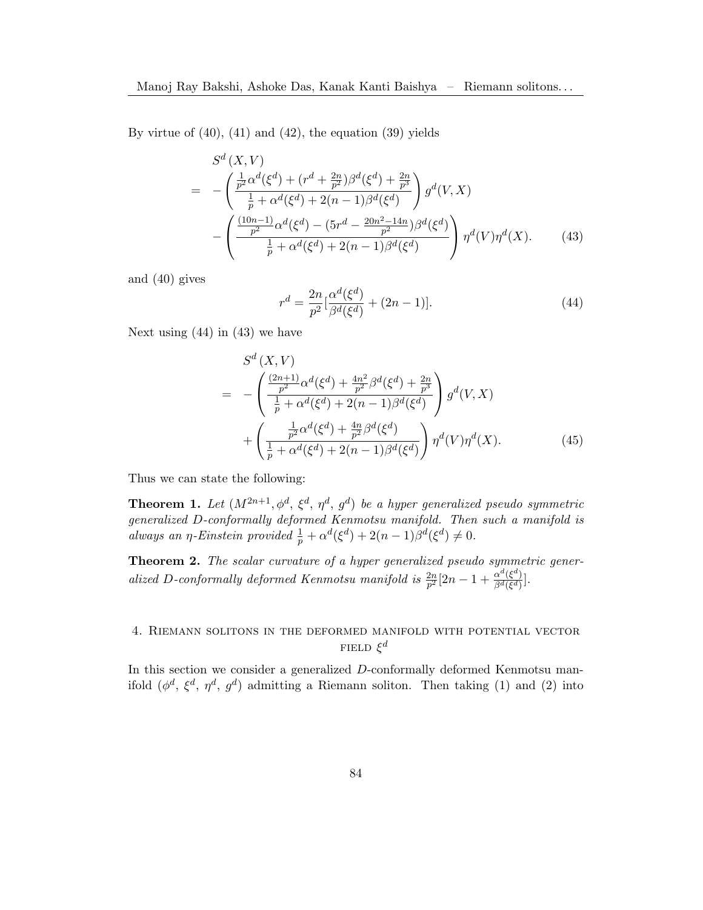By virtue of (40), (41) and (42), the equation (39) yields

$$
\begin{aligned}
& S^d(X,V) \\
= & -\left(\frac{\frac{1}{p^2}\alpha^d(\xi^d) + (r^d + \frac{2n}{p^2})\beta^d(\xi^d) + \frac{2n}{p^3}}{\frac{1}{p} + \alpha^d(\xi^d) + 2(n-1)\beta^d(\xi^d)}\right) g^d(V,X) \\
& -\left(\frac{\frac{(10n-1)}{p^2}\alpha^d(\xi^d) - (5r^d - \frac{20n^2-14n}{p^2})\beta^d(\xi^d)}{\frac{1}{p} + \alpha^d(\xi^d) + 2(n-1)\beta^d(\xi^d)}\right) \eta^d(V)\eta^d(X). \qquad (43)
\end{aligned}
$$

and (40) gives

$$
r^d = \frac{2n}{p^2}\left[\frac{\alpha^d(\xi^d)}{\beta^d(\xi^d)} + (2n-1)\right]. \qquad (44)
$$

Next using (44) in (43) we have

$$
\begin{aligned}
& S^d(X,V) \\
= & -\left(\frac{\frac{(2n+1)}{p^2}\alpha^d(\xi^d) + \frac{4n^2}{p^2}\beta^d(\xi^d) + \frac{2n}{p^3}}{\frac{1}{p} + \alpha^d(\xi^d) + 2(n-1)\beta^d(\xi^d)}\right) g^d(V,X) \\
& +\left(\frac{\frac{1}{p^2}\alpha^d(\xi^d) + \frac{4n}{p^2}\beta^d(\xi^d)}{\frac{1}{p} + \alpha^d(\xi^d) + 2(n-1)\beta^d(\xi^d)}\right) \eta^d(V)\eta^d(X). \qquad (45)
\end{aligned}
$$

Thus we can state the following:

**Theorem 1.** *Let $(M^{2n+1}, \phi^d, \xi^d, \eta^d, g^d)$ be a hyper generalized pseudo symmetric generalized D-conformally deformed Kenmotsu manifold. Then such a manifold is always an $\eta$-Einstein provided $\frac{1}{p} + \alpha^d(\xi^d) + 2(n-1)\beta^d(\xi^d) \neq 0$.*

**Theorem 2.** *The scalar curvature of a hyper generalized pseudo symmetric generalized D-conformally deformed Kenmotsu manifold is $\frac{2n}{p^2}[2n-1+\frac{\alpha^d(\xi^d)}{\beta^d(\xi^d)}]$.*

## 4. Riemann solitons in the deformed manifold with potential vector field $\xi^d$

In this section we consider a generalized $D$-conformally deformed Kenmotsu manifold $(\phi^d, \xi^d, \eta^d, g^d)$ admitting a Riemann soliton. Then taking (1) and (2) into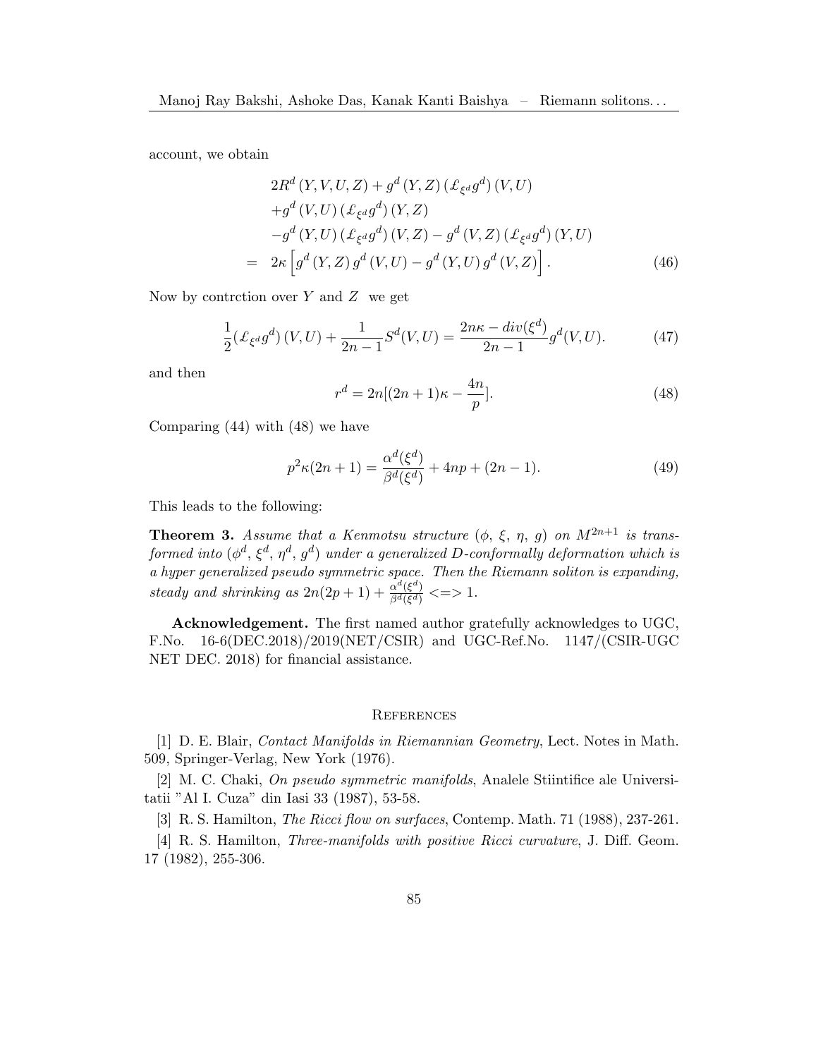account, we obtain

$$
\begin{aligned}
& 2R^d(Y,V,U,Z) + g^d(Y,Z)\left(\pounds_{\xi^d} g^d\right)(V,U) \\
& + g^d(V,U)\left(\pounds_{\xi^d} g^d\right)(Y,Z) \\
& - g^d(Y,U)\left(\pounds_{\xi^d} g^d\right)(V,Z) - g^d(V,Z)\left(\pounds_{\xi^d} g^d\right)(Y,U) \\
= \; & 2\kappa\left[g^d(Y,Z)\, g^d(V,U) - g^d(Y,U)\, g^d(V,Z)\right]. \qquad (46)
\end{aligned}
$$

Now by contrction over $Y$ and $Z$ we get

$$
\frac{1}{2}(\pounds_{\xi^d} g^d)(V,U) + \frac{1}{2n-1} S^d(V,U) = \frac{2n\kappa - div(\xi^d)}{2n-1} g^d(V,U). \qquad (47)
$$

and then

$$
r^d = 2n[(2n+1)\kappa - \frac{4n}{p}]. \qquad (48)
$$

Comparing (44) with (48) we have

$$
p^2\kappa(2n+1) = \frac{\alpha^d(\xi^d)}{\beta^d(\xi^d)} + 4np + (2n-1). \qquad (49)
$$

This leads to the following:

**Theorem 3.** *Assume that a Kenmotsu structure ($\phi$, $\xi$, $\eta$, $g$) on $M^{2n+1}$ is transformed into ($\phi^d$, $\xi^d$, $\eta^d$, $g^d$) under a generalized D-conformally deformation which is a hyper generalized pseudo symmetric space. Then the Riemann soliton is expanding, steady and shrinking as* $2n(2p+1) + \frac{\alpha^d(\xi^d)}{\beta^d(\xi^d)} <=> 1$.

**Acknowledgement.** The first named author gratefully acknowledges to UGC, F.No. 16-6(DEC.2018)/2019(NET/CSIR) and UGC-Ref.No. 1147/(CSIR-UGC NET DEC. 2018) for financial assistance.

## References

[1] D. E. Blair, *Contact Manifolds in Riemannian Geometry*, Lect. Notes in Math. 509, Springer-Verlag, New York (1976).

[2] M. C. Chaki, *On pseudo symmetric manifolds*, Analele Stiintifice ale Universitatii "Al I. Cuza" din Iasi 33 (1987), 53-58.

[3] R. S. Hamilton, *The Ricci flow on surfaces*, Contemp. Math. 71 (1988), 237-261.

[4] R. S. Hamilton, *Three-manifolds with positive Ricci curvature*, J. Diff. Geom. 17 (1982), 255-306.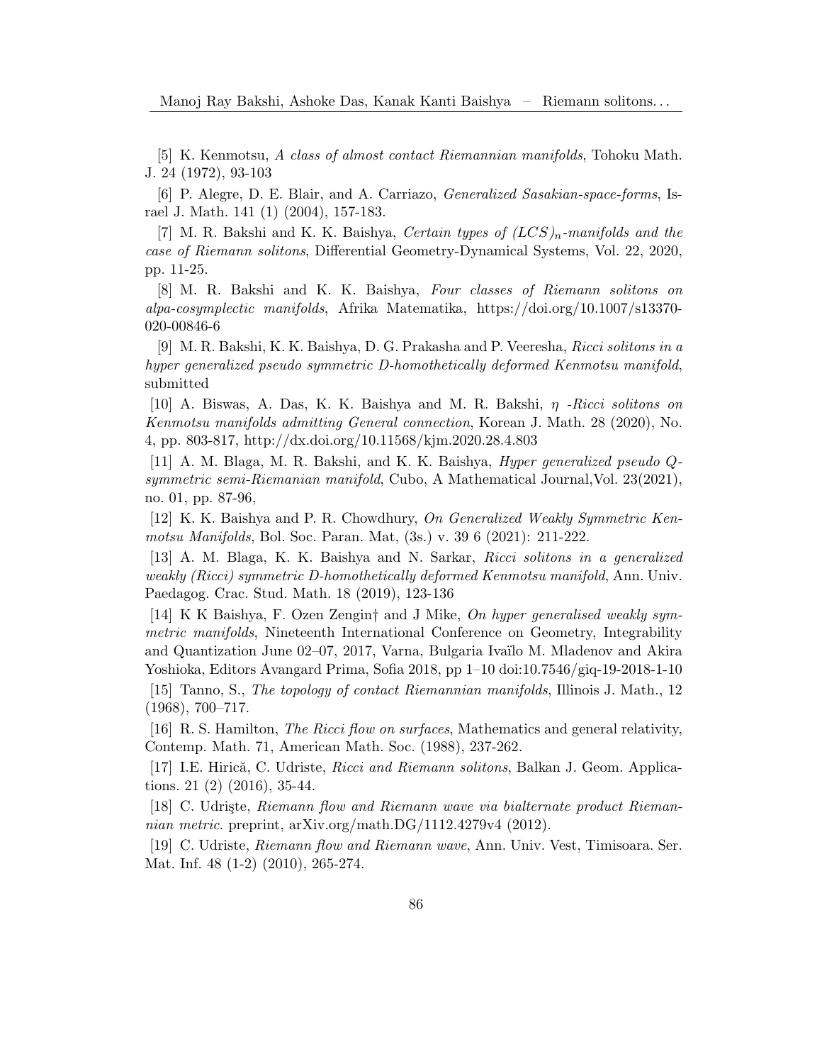[5] K. Kenmotsu, *A class of almost contact Riemannian manifolds*, Tohoku Math. J. 24 (1972), 93-103

[6] P. Alegre, D. E. Blair, and A. Carriazo, *Generalized Sasakian-space-forms*, Israel J. Math. 141 (1) (2004), 157-183.

[7] M. R. Bakshi and K. K. Baishya, *Certain types of $(LCS)_n$-manifolds and the case of Riemann solitons*, Differential Geometry-Dynamical Systems, Vol. 22, 2020, pp. 11-25.

[8] M. R. Bakshi and K. K. Baishya, *Four classes of Riemann solitons on alpa-cosymplectic manifolds*, Afrika Matematika, https://doi.org/10.1007/s13370-020-00846-6

[9] M. R. Bakshi, K. K. Baishya, D. G. Prakasha and P. Veeresha, *Ricci solitons in a hyper generalized pseudo symmetric D-homothetically deformed Kenmotsu manifold*, submitted

[10] A. Biswas, A. Das, K. K. Baishya and M. R. Bakshi, *$\eta$ -Ricci solitons on Kenmotsu manifolds admitting General connection*, Korean J. Math. 28 (2020), No. 4, pp. 803-817, http://dx.doi.org/10.11568/kjm.2020.28.4.803

[11] A. M. Blaga, M. R. Bakshi, and K. K. Baishya, *Hyper generalized pseudo Q-symmetric semi-Riemanian manifold*, Cubo, A Mathematical Journal,Vol. 23(2021), no. 01, pp. 87-96,

[12] K. K. Baishya and P. R. Chowdhury, *On Generalized Weakly Symmetric Kenmotsu Manifolds*, Bol. Soc. Paran. Mat, (3s.) v. 39 6 (2021): 211-222.

[13] A. M. Blaga, K. K. Baishya and N. Sarkar, *Ricci solitons in a generalized weakly (Ricci) symmetric D-homothetically deformed Kenmotsu manifold*, Ann. Univ. Paedagog. Crac. Stud. Math. 18 (2019), 123-136

[14] K K Baishya, F. Ozen Zengin† and J Mike, *On hyper generalised weakly symmetric manifolds*, Nineteenth International Conference on Geometry, Integrability and Quantization June 02–07, 2017, Varna, Bulgaria Ivaïlo M. Mladenov and Akira Yoshioka, Editors Avangard Prima, Sofia 2018, pp 1–10 doi:10.7546/giq-19-2018-1-10

[15] Tanno, S., *The topology of contact Riemannian manifolds*, Illinois J. Math., 12 (1968), 700–717.

[16] R. S. Hamilton, *The Ricci flow on surfaces*, Mathematics and general relativity, Contemp. Math. 71, American Math. Soc. (1988), 237-262.

[17] I.E. Hirică, C. Udriste, *Ricci and Riemann solitons*, Balkan J. Geom. Applications. 21 (2) (2016), 35-44.

[18] C. Udrişte, *Riemann flow and Riemann wave via bialternate product Riemannian metric*. preprint, arXiv.org/math.DG/1112.4279v4 (2012).

[19] C. Udriste, *Riemann flow and Riemann wave*, Ann. Univ. Vest, Timisoara. Ser. Mat. Inf. 48 (1-2) (2010), 265-274.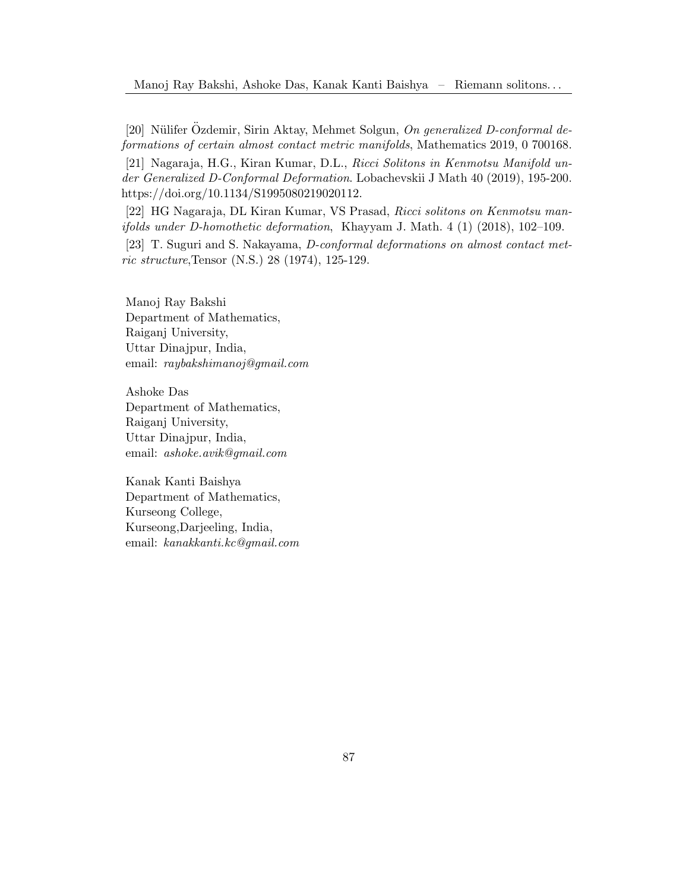[20] Nülifer Özdemir, Sirin Aktay, Mehmet Solgun, *On generalized D-conformal deformations of certain almost contact metric manifolds*, Mathematics 2019, 0 700168.

[21] Nagaraja, H.G., Kiran Kumar, D.L., *Ricci Solitons in Kenmotsu Manifold under Generalized D-Conformal Deformation*. Lobachevskii J Math 40 (2019), 195-200. https://doi.org/10.1134/S1995080219020112.

[22] HG Nagaraja, DL Kiran Kumar, VS Prasad, *Ricci solitons on Kenmotsu manifolds under D-homothetic deformation*, Khayyam J. Math. 4 (1) (2018), 102–109.

[23] T. Suguri and S. Nakayama, *D-conformal deformations on almost contact metric structure*,Tensor (N.S.) 28 (1974), 125-129.

Manoj Ray Bakshi
Department of Mathematics,
Raiganj University,
Uttar Dinajpur, India,
email: *raybakshimanoj@gmail.com*

Ashoke Das
Department of Mathematics,
Raiganj University,
Uttar Dinajpur, India,
email: *ashoke.avik@gmail.com*

Kanak Kanti Baishya
Department of Mathematics,
Kurseong College,
Kurseong,Darjeeling, India,
email: *kanakkanti.kc@gmail.com*